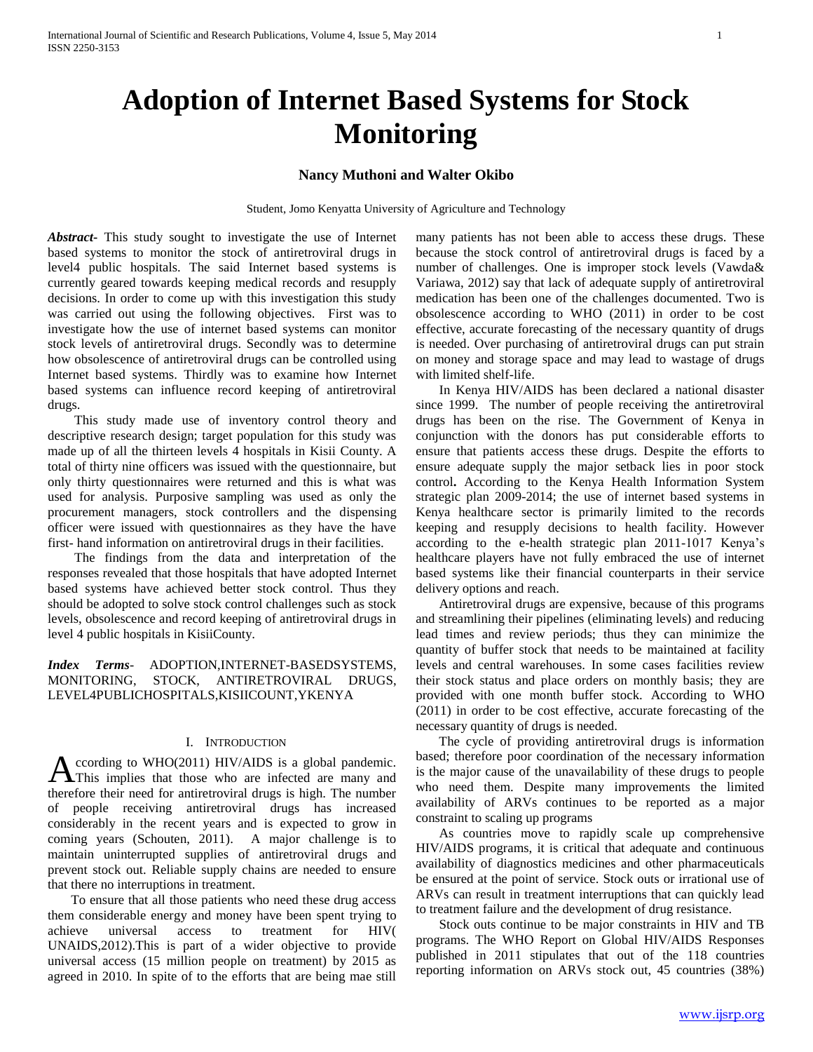# Adoption of Internet Based Systems for Stock Monitoring

**Nancy Muthoni and Walter Okibo**

Student, Jomo Kenyatta University of Agriculture and Technology

***Abstract*-** This study sought to investigate the use of Internet based systems to monitor the stock of antiretroviral drugs in level4 public hospitals. The said Internet based systems is currently geared towards keeping medical records and resupply decisions. In order to come up with this investigation this study was carried out using the following objectives. First was to investigate how the use of internet based systems can monitor stock levels of antiretroviral drugs. Secondly was to determine how obsolescence of antiretroviral drugs can be controlled using Internet based systems. Thirdly was to examine how Internet based systems can influence record keeping of antiretroviral drugs.

This study made use of inventory control theory and descriptive research design; target population for this study was made up of all the thirteen levels 4 hospitals in Kisii County. A total of thirty nine officers was issued with the questionnaire, but only thirty questionnaires were returned and this is what was used for analysis. Purposive sampling was used as only the procurement managers, stock controllers and the dispensing officer were issued with questionnaires as they have the have first- hand information on antiretroviral drugs in their facilities.

The findings from the data and interpretation of the responses revealed that those hospitals that have adopted Internet based systems have achieved better stock control. Thus they should be adopted to solve stock control challenges such as stock levels, obsolescence and record keeping of antiretroviral drugs in level 4 public hospitals in KisiiCounty.

***Index Terms*-** ADOPTION,INTERNET-BASEDSYSTEMS, MONITORING, STOCK, ANTIRETROVIRAL DRUGS, LEVEL4PUBLICHOSPITALS,KISIICOUNT,YKENYA

## I. Introduction

According to WHO(2011) HIV/AIDS is a global pandemic. This implies that those who are infected are many and therefore their need for antiretroviral drugs is high. The number of people receiving antiretroviral drugs has increased considerably in the recent years and is expected to grow in coming years (Schouten, 2011). A major challenge is to maintain uninterrupted supplies of antiretroviral drugs and prevent stock out. Reliable supply chains are needed to ensure that there no interruptions in treatment.

To ensure that all those patients who need these drug access them considerable energy and money have been spent trying to achieve universal access to treatment for HIV( UNAIDS,2012).This is part of a wider objective to provide universal access (15 million people on treatment) by 2015 as agreed in 2010. In spite of to the efforts that are being mae still many patients has not been able to access these drugs. These because the stock control of antiretroviral drugs is faced by a number of challenges. One is improper stock levels (Vawda& Variawa, 2012) say that lack of adequate supply of antiretroviral medication has been one of the challenges documented. Two is obsolescence according to WHO (2011) in order to be cost effective, accurate forecasting of the necessary quantity of drugs is needed. Over purchasing of antiretroviral drugs can put strain on money and storage space and may lead to wastage of drugs with limited shelf-life.

In Kenya HIV/AIDS has been declared a national disaster since 1999. The number of people receiving the antiretroviral drugs has been on the rise. The Government of Kenya in conjunction with the donors has put considerable efforts to ensure that patients access these drugs. Despite the efforts to ensure adequate supply the major setback lies in poor stock control**.** According to the Kenya Health Information System strategic plan 2009-2014; the use of internet based systems in Kenya healthcare sector is primarily limited to the records keeping and resupply decisions to health facility. However according to the e-health strategic plan 2011-1017 Kenya's healthcare players have not fully embraced the use of internet based systems like their financial counterparts in their service delivery options and reach.

Antiretroviral drugs are expensive, because of this programs and streamlining their pipelines (eliminating levels) and reducing lead times and review periods; thus they can minimize the quantity of buffer stock that needs to be maintained at facility levels and central warehouses. In some cases facilities review their stock status and place orders on monthly basis; they are provided with one month buffer stock. According to WHO (2011) in order to be cost effective, accurate forecasting of the necessary quantity of drugs is needed.

The cycle of providing antiretroviral drugs is information based; therefore poor coordination of the necessary information is the major cause of the unavailability of these drugs to people who need them. Despite many improvements the limited availability of ARVs continues to be reported as a major constraint to scaling up programs

As countries move to rapidly scale up comprehensive HIV/AIDS programs, it is critical that adequate and continuous availability of diagnostics medicines and other pharmaceuticals be ensured at the point of service. Stock outs or irrational use of ARVs can result in treatment interruptions that can quickly lead to treatment failure and the development of drug resistance.

Stock outs continue to be major constraints in HIV and TB programs. The WHO Report on Global HIV/AIDS Responses published in 2011 stipulates that out of the 118 countries reporting information on ARVs stock out, 45 countries (38%)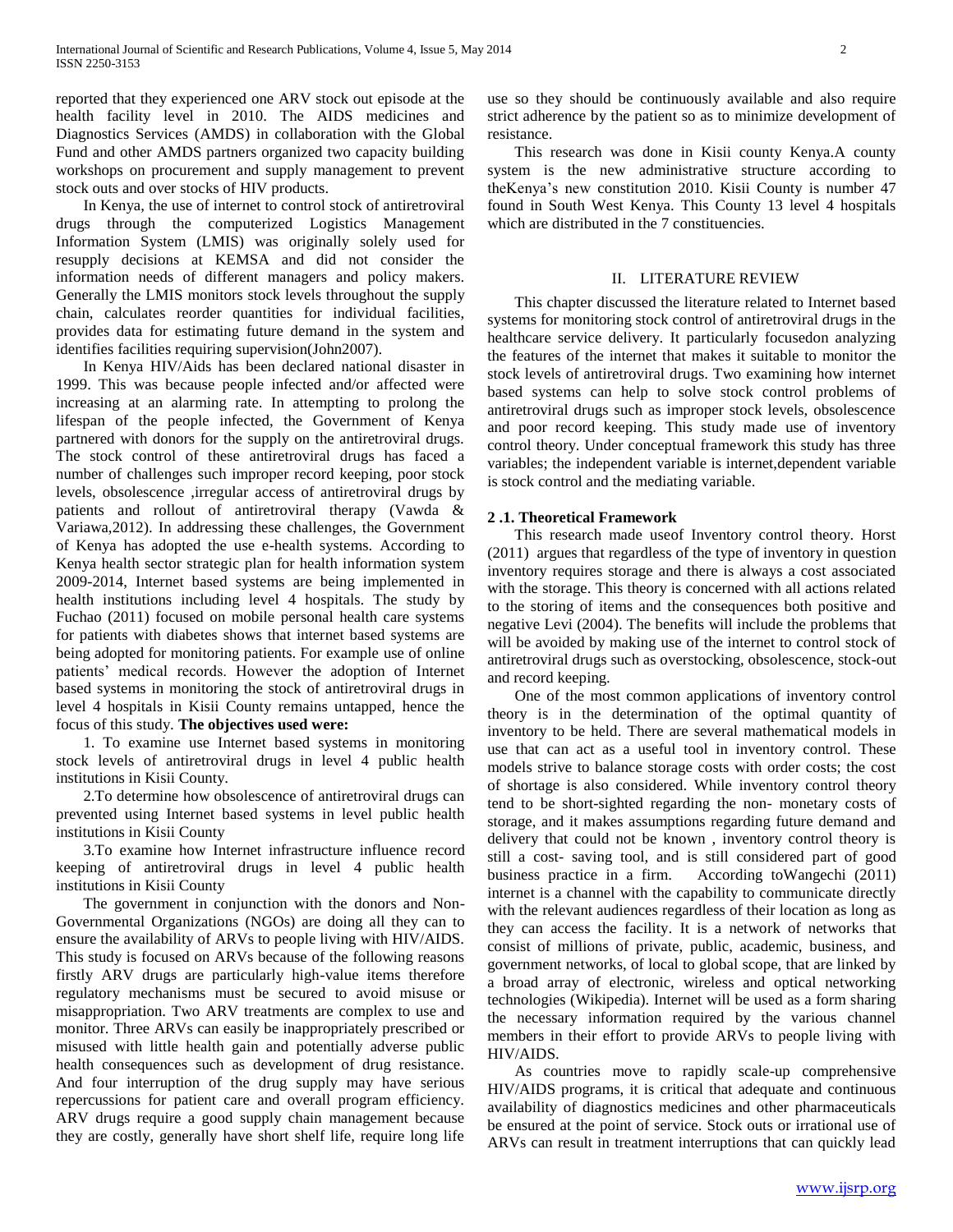reported that they experienced one ARV stock out episode at the health facility level in 2010. The AIDS medicines and Diagnostics Services (AMDS) in collaboration with the Global Fund and other AMDS partners organized two capacity building workshops on procurement and supply management to prevent stock outs and over stocks of HIV products.

In Kenya, the use of internet to control stock of antiretroviral drugs through the computerized Logistics Management Information System (LMIS) was originally solely used for resupply decisions at KEMSA and did not consider the information needs of different managers and policy makers. Generally the LMIS monitors stock levels throughout the supply chain, calculates reorder quantities for individual facilities, provides data for estimating future demand in the system and identifies facilities requiring supervision(John2007).

In Kenya HIV/Aids has been declared national disaster in 1999. This was because people infected and/or affected were increasing at an alarming rate. In attempting to prolong the lifespan of the people infected, the Government of Kenya partnered with donors for the supply on the antiretroviral drugs. The stock control of these antiretroviral drugs has faced a number of challenges such improper record keeping, poor stock levels, obsolescence ,irregular access of antiretroviral drugs by patients and rollout of antiretroviral therapy (Vawda & Variawa,2012). In addressing these challenges, the Government of Kenya has adopted the use e-health systems. According to Kenya health sector strategic plan for health information system 2009-2014, Internet based systems are being implemented in health institutions including level 4 hospitals. The study by Fuchao (2011) focused on mobile personal health care systems for patients with diabetes shows that internet based systems are being adopted for monitoring patients. For example use of online patients' medical records. However the adoption of Internet based systems in monitoring the stock of antiretroviral drugs in level 4 hospitals in Kisii County remains untapped, hence the focus of this study. **The objectives used were:**

1. To examine use Internet based systems in monitoring stock levels of antiretroviral drugs in level 4 public health institutions in Kisii County.

2.To determine how obsolescence of antiretroviral drugs can prevented using Internet based systems in level public health institutions in Kisii County

3.To examine how Internet infrastructure influence record keeping of antiretroviral drugs in level 4 public health institutions in Kisii County

The government in conjunction with the donors and Non-Governmental Organizations (NGOs) are doing all they can to ensure the availability of ARVs to people living with HIV/AIDS. This study is focused on ARVs because of the following reasons firstly ARV drugs are particularly high-value items therefore regulatory mechanisms must be secured to avoid misuse or misappropriation. Two ARV treatments are complex to use and monitor. Three ARVs can easily be inappropriately prescribed or misused with little health gain and potentially adverse public health consequences such as development of drug resistance. And four interruption of the drug supply may have serious repercussions for patient care and overall program efficiency. ARV drugs require a good supply chain management because they are costly, generally have short shelf life, require long life use so they should be continuously available and also require strict adherence by the patient so as to minimize development of resistance.

This research was done in Kisii county Kenya.A county system is the new administrative structure according to theKenya's new constitution 2010. Kisii County is number 47 found in South West Kenya. This County 13 level 4 hospitals which are distributed in the 7 constituencies.

## II. LITERATURE REVIEW

This chapter discussed the literature related to Internet based systems for monitoring stock control of antiretroviral drugs in the healthcare service delivery. It particularly focusedon analyzing the features of the internet that makes it suitable to monitor the stock levels of antiretroviral drugs. Two examining how internet based systems can help to solve stock control problems of antiretroviral drugs such as improper stock levels, obsolescence and poor record keeping. This study made use of inventory control theory. Under conceptual framework this study has three variables; the independent variable is internet,dependent variable is stock control and the mediating variable.

### 2 .1. Theoretical Framework

This research made useof Inventory control theory. Horst (2011) argues that regardless of the type of inventory in question inventory requires storage and there is always a cost associated with the storage. This theory is concerned with all actions related to the storing of items and the consequences both positive and negative Levi (2004). The benefits will include the problems that will be avoided by making use of the internet to control stock of antiretroviral drugs such as overstocking, obsolescence, stock-out and record keeping.

One of the most common applications of inventory control theory is in the determination of the optimal quantity of inventory to be held. There are several mathematical models in use that can act as a useful tool in inventory control. These models strive to balance storage costs with order costs; the cost of shortage is also considered. While inventory control theory tend to be short-sighted regarding the non- monetary costs of storage, and it makes assumptions regarding future demand and delivery that could not be known , inventory control theory is still a cost- saving tool, and is still considered part of good business practice in a firm. According toWangechi (2011) internet is a channel with the capability to communicate directly with the relevant audiences regardless of their location as long as they can access the facility. It is a network of networks that consist of millions of private, public, academic, business, and government networks, of local to global scope, that are linked by a broad array of electronic, wireless and optical networking technologies (Wikipedia). Internet will be used as a form sharing the necessary information required by the various channel members in their effort to provide ARVs to people living with HIV/AIDS.

As countries move to rapidly scale-up comprehensive HIV/AIDS programs, it is critical that adequate and continuous availability of diagnostics medicines and other pharmaceuticals be ensured at the point of service. Stock outs or irrational use of ARVs can result in treatment interruptions that can quickly lead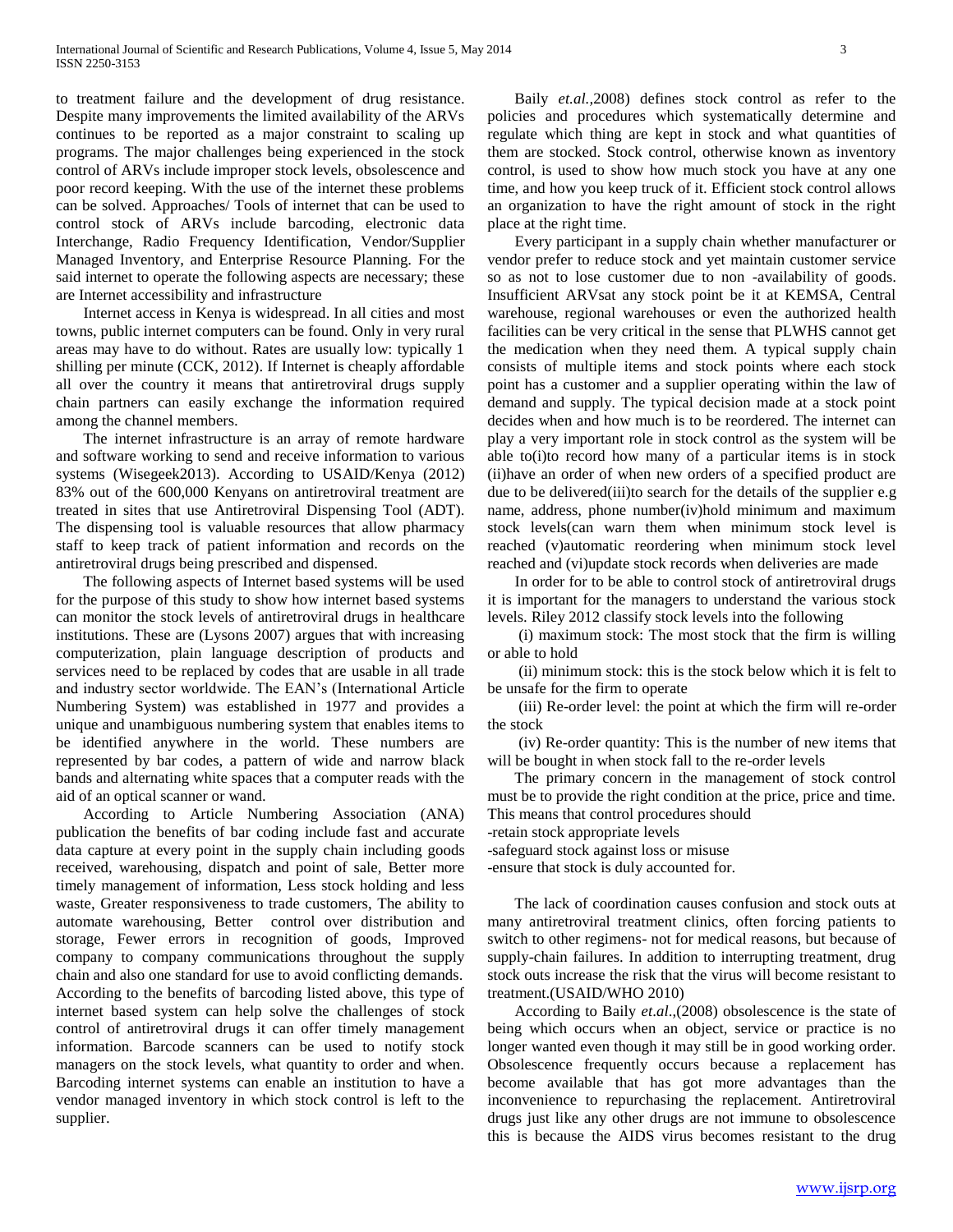to treatment failure and the development of drug resistance. Despite many improvements the limited availability of the ARVs continues to be reported as a major constraint to scaling up programs. The major challenges being experienced in the stock control of ARVs include improper stock levels, obsolescence and poor record keeping. With the use of the internet these problems can be solved. Approaches/ Tools of internet that can be used to control stock of ARVs include barcoding, electronic data Interchange, Radio Frequency Identification, Vendor/Supplier Managed Inventory, and Enterprise Resource Planning. For the said internet to operate the following aspects are necessary; these are Internet accessibility and infrastructure

Internet access in Kenya is widespread. In all cities and most towns, public internet computers can be found. Only in very rural areas may have to do without. Rates are usually low: typically 1 shilling per minute (CCK, 2012). If Internet is cheaply affordable all over the country it means that antiretroviral drugs supply chain partners can easily exchange the information required among the channel members.

The internet infrastructure is an array of remote hardware and software working to send and receive information to various systems (Wisegeek2013). According to USAID/Kenya (2012) 83% out of the 600,000 Kenyans on antiretroviral treatment are treated in sites that use Antiretroviral Dispensing Tool (ADT). The dispensing tool is valuable resources that allow pharmacy staff to keep track of patient information and records on the antiretroviral drugs being prescribed and dispensed.

The following aspects of Internet based systems will be used for the purpose of this study to show how internet based systems can monitor the stock levels of antiretroviral drugs in healthcare institutions. These are (Lysons 2007) argues that with increasing computerization, plain language description of products and services need to be replaced by codes that are usable in all trade and industry sector worldwide. The EAN's (International Article Numbering System) was established in 1977 and provides a unique and unambiguous numbering system that enables items to be identified anywhere in the world. These numbers are represented by bar codes, a pattern of wide and narrow black bands and alternating white spaces that a computer reads with the aid of an optical scanner or wand.

According to Article Numbering Association (ANA) publication the benefits of bar coding include fast and accurate data capture at every point in the supply chain including goods received, warehousing, dispatch and point of sale, Better more timely management of information, Less stock holding and less waste, Greater responsiveness to trade customers, The ability to automate warehousing, Better control over distribution and storage, Fewer errors in recognition of goods, Improved company to company communications throughout the supply chain and also one standard for use to avoid conflicting demands. According to the benefits of barcoding listed above, this type of internet based system can help solve the challenges of stock control of antiretroviral drugs it can offer timely management information. Barcode scanners can be used to notify stock managers on the stock levels, what quantity to order and when. Barcoding internet systems can enable an institution to have a vendor managed inventory in which stock control is left to the supplier.

Baily *et.al.,*2008) defines stock control as refer to the policies and procedures which systematically determine and regulate which thing are kept in stock and what quantities of them are stocked. Stock control, otherwise known as inventory control, is used to show how much stock you have at any one time, and how you keep truck of it. Efficient stock control allows an organization to have the right amount of stock in the right place at the right time.

Every participant in a supply chain whether manufacturer or vendor prefer to reduce stock and yet maintain customer service so as not to lose customer due to non -availability of goods. Insufficient ARVsat any stock point be it at KEMSA, Central warehouse, regional warehouses or even the authorized health facilities can be very critical in the sense that PLWHS cannot get the medication when they need them. A typical supply chain consists of multiple items and stock points where each stock point has a customer and a supplier operating within the law of demand and supply. The typical decision made at a stock point decides when and how much is to be reordered. The internet can play a very important role in stock control as the system will be able to(i)to record how many of a particular items is in stock (ii)have an order of when new orders of a specified product are due to be delivered(iii)to search for the details of the supplier e.g name, address, phone number(iv)hold minimum and maximum stock levels(can warn them when minimum stock level is reached (v)automatic reordering when minimum stock level reached and (vi)update stock records when deliveries are made

In order for to be able to control stock of antiretroviral drugs it is important for the managers to understand the various stock levels. Riley 2012 classify stock levels into the following

(i) maximum stock: The most stock that the firm is willing or able to hold

(ii) minimum stock: this is the stock below which it is felt to be unsafe for the firm to operate

(iii) Re-order level: the point at which the firm will re-order the stock

(iv) Re-order quantity: This is the number of new items that will be bought in when stock fall to the re-order levels

The primary concern in the management of stock control must be to provide the right condition at the price, price and time. This means that control procedures should

- retain stock appropriate levels
- safeguard stock against loss or misuse
- ensure that stock is duly accounted for.

The lack of coordination causes confusion and stock outs at many antiretroviral treatment clinics, often forcing patients to switch to other regimens- not for medical reasons, but because of supply-chain failures. In addition to interrupting treatment, drug stock outs increase the risk that the virus will become resistant to treatment.(USAID/WHO 2010)

According to Baily *et.al*.,(2008) obsolescence is the state of being which occurs when an object, service or practice is no longer wanted even though it may still be in good working order. Obsolescence frequently occurs because a replacement has become available that has got more advantages than the inconvenience to repurchasing the replacement. Antiretroviral drugs just like any other drugs are not immune to obsolescence this is because the AIDS virus becomes resistant to the drug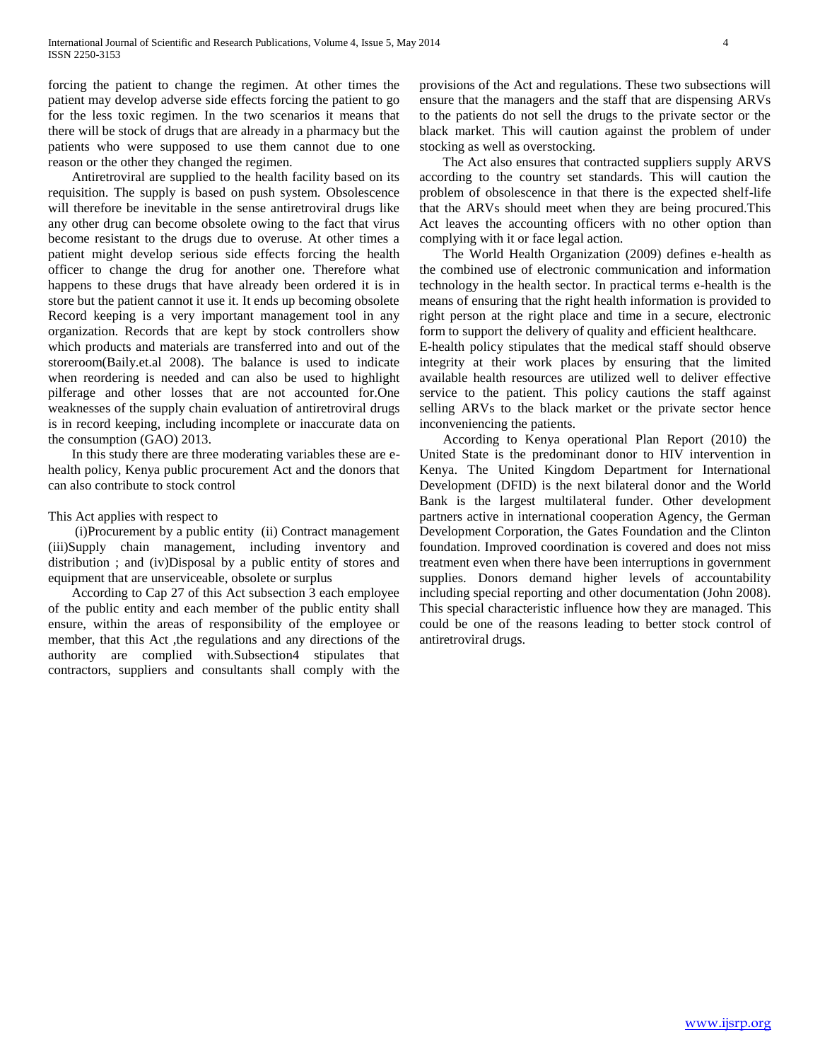forcing the patient to change the regimen. At other times the patient may develop adverse side effects forcing the patient to go for the less toxic regimen. In the two scenarios it means that there will be stock of drugs that are already in a pharmacy but the patients who were supposed to use them cannot due to one reason or the other they changed the regimen.

Antiretroviral are supplied to the health facility based on its requisition. The supply is based on push system. Obsolescence will therefore be inevitable in the sense antiretroviral drugs like any other drug can become obsolete owing to the fact that virus become resistant to the drugs due to overuse. At other times a patient might develop serious side effects forcing the health officer to change the drug for another one. Therefore what happens to these drugs that have already been ordered it is in store but the patient cannot it use it. It ends up becoming obsolete Record keeping is a very important management tool in any organization. Records that are kept by stock controllers show which products and materials are transferred into and out of the storeroom(Baily.et.al 2008). The balance is used to indicate when reordering is needed and can also be used to highlight pilferage and other losses that are not accounted for.One weaknesses of the supply chain evaluation of antiretroviral drugs is in record keeping, including incomplete or inaccurate data on the consumption (GAO) 2013.

In this study there are three moderating variables these are e-health policy, Kenya public procurement Act and the donors that can also contribute to stock control

This Act applies with respect to

(i)Procurement by a public entity (ii) Contract management (iii)Supply chain management, including inventory and distribution ; and (iv)Disposal by a public entity of stores and equipment that are unserviceable, obsolete or surplus

According to Cap 27 of this Act subsection 3 each employee of the public entity and each member of the public entity shall ensure, within the areas of responsibility of the employee or member, that this Act ,the regulations and any directions of the authority are complied with.Subsection4 stipulates that contractors, suppliers and consultants shall comply with the provisions of the Act and regulations. These two subsections will ensure that the managers and the staff that are dispensing ARVs to the patients do not sell the drugs to the private sector or the black market. This will caution against the problem of under stocking as well as overstocking.

The Act also ensures that contracted suppliers supply ARVS according to the country set standards. This will caution the problem of obsolescence in that there is the expected shelf-life that the ARVs should meet when they are being procured.This Act leaves the accounting officers with no other option than complying with it or face legal action.

The World Health Organization (2009) defines e-health as the combined use of electronic communication and information technology in the health sector. In practical terms e-health is the means of ensuring that the right health information is provided to right person at the right place and time in a secure, electronic form to support the delivery of quality and efficient healthcare.

E-health policy stipulates that the medical staff should observe integrity at their work places by ensuring that the limited available health resources are utilized well to deliver effective service to the patient. This policy cautions the staff against selling ARVs to the black market or the private sector hence inconveniencing the patients.

According to Kenya operational Plan Report (2010) the United State is the predominant donor to HIV intervention in Kenya. The United Kingdom Department for International Development (DFID) is the next bilateral donor and the World Bank is the largest multilateral funder. Other development partners active in international cooperation Agency, the German Development Corporation, the Gates Foundation and the Clinton foundation. Improved coordination is covered and does not miss treatment even when there have been interruptions in government supplies. Donors demand higher levels of accountability including special reporting and other documentation (John 2008). This special characteristic influence how they are managed. This could be one of the reasons leading to better stock control of antiretroviral drugs.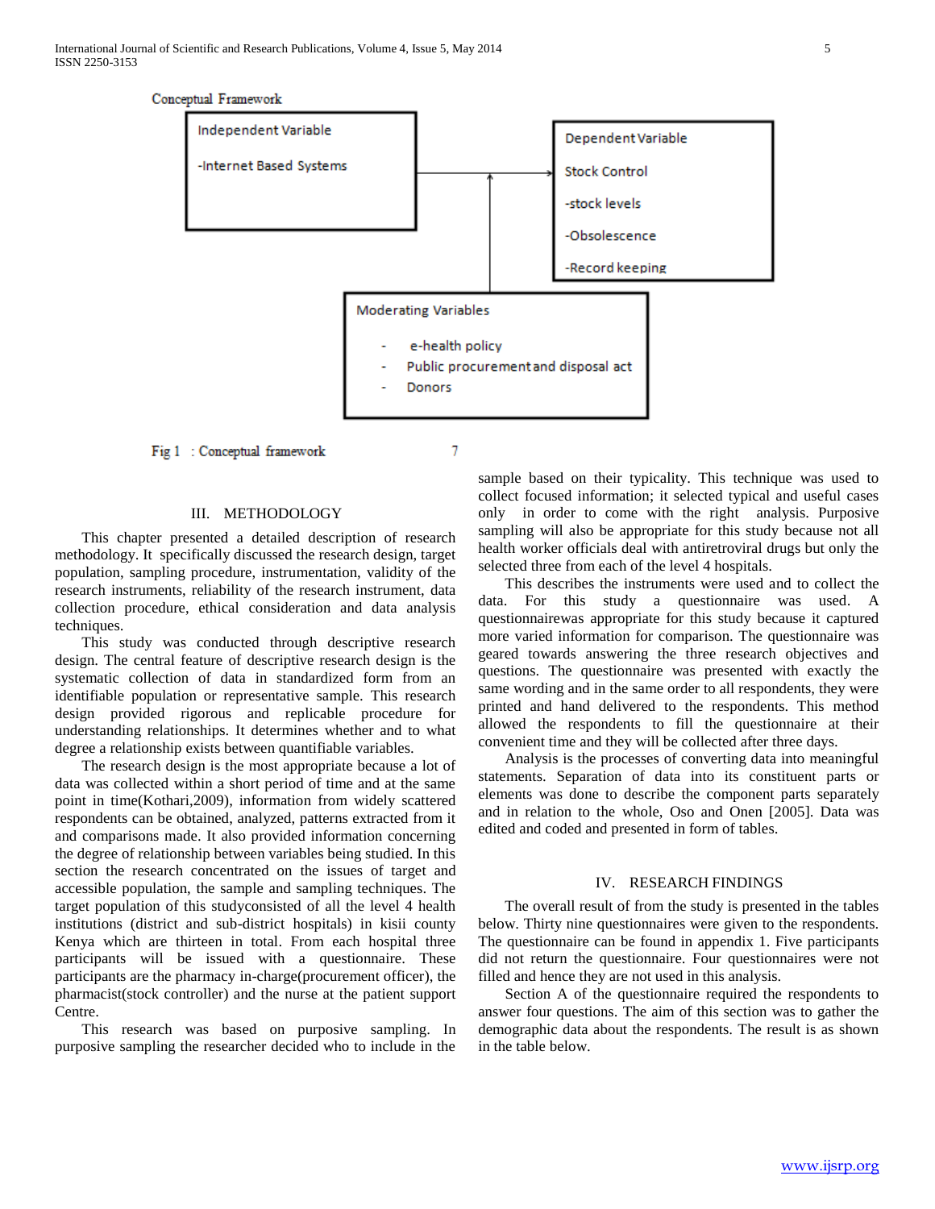Conceptual Framework

Independent Variable

-Internet Based Systems

Dependent Variable

Stock Control

-stock levels

-Obsolescence

-Record keeping

Moderating Variables

- e-health policy
- Public procurement and disposal act
- Donors

Fig 1 : Conceptual framework 7

## III. METHODOLOGY

This chapter presented a detailed description of research methodology. It specifically discussed the research design, target population, sampling procedure, instrumentation, validity of the research instruments, reliability of the research instrument, data collection procedure, ethical consideration and data analysis techniques.

This study was conducted through descriptive research design. The central feature of descriptive research design is the systematic collection of data in standardized form from an identifiable population or representative sample. This research design provided rigorous and replicable procedure for understanding relationships. It determines whether and to what degree a relationship exists between quantifiable variables.

The research design is the most appropriate because a lot of data was collected within a short period of time and at the same point in time(Kothari,2009), information from widely scattered respondents can be obtained, analyzed, patterns extracted from it and comparisons made. It also provided information concerning the degree of relationship between variables being studied. In this section the research concentrated on the issues of target and accessible population, the sample and sampling techniques. The target population of this studyconsisted of all the level 4 health institutions (district and sub-district hospitals) in kisii county Kenya which are thirteen in total. From each hospital three participants will be issued with a questionnaire. These participants are the pharmacy in-charge(procurement officer), the pharmacist(stock controller) and the nurse at the patient support Centre.

This research was based on purposive sampling. In purposive sampling the researcher decided who to include in the sample based on their typicality. This technique was used to collect focused information; it selected typical and useful cases only in order to come with the right analysis. Purposive sampling will also be appropriate for this study because not all health worker officials deal with antiretroviral drugs but only the selected three from each of the level 4 hospitals.

This describes the instruments were used and to collect the data. For this study a questionnaire was used. A questionnairewas appropriate for this study because it captured more varied information for comparison. The questionnaire was geared towards answering the three research objectives and questions. The questionnaire was presented with exactly the same wording and in the same order to all respondents, they were printed and hand delivered to the respondents. This method allowed the respondents to fill the questionnaire at their convenient time and they will be collected after three days.

Analysis is the processes of converting data into meaningful statements. Separation of data into its constituent parts or elements was done to describe the component parts separately and in relation to the whole, Oso and Onen [2005]. Data was edited and coded and presented in form of tables.

## IV. RESEARCH FINDINGS

The overall result of from the study is presented in the tables below. Thirty nine questionnaires were given to the respondents. The questionnaire can be found in appendix 1. Five participants did not return the questionnaire. Four questionnaires were not filled and hence they are not used in this analysis.

Section A of the questionnaire required the respondents to answer four questions. The aim of this section was to gather the demographic data about the respondents. The result is as shown in the table below.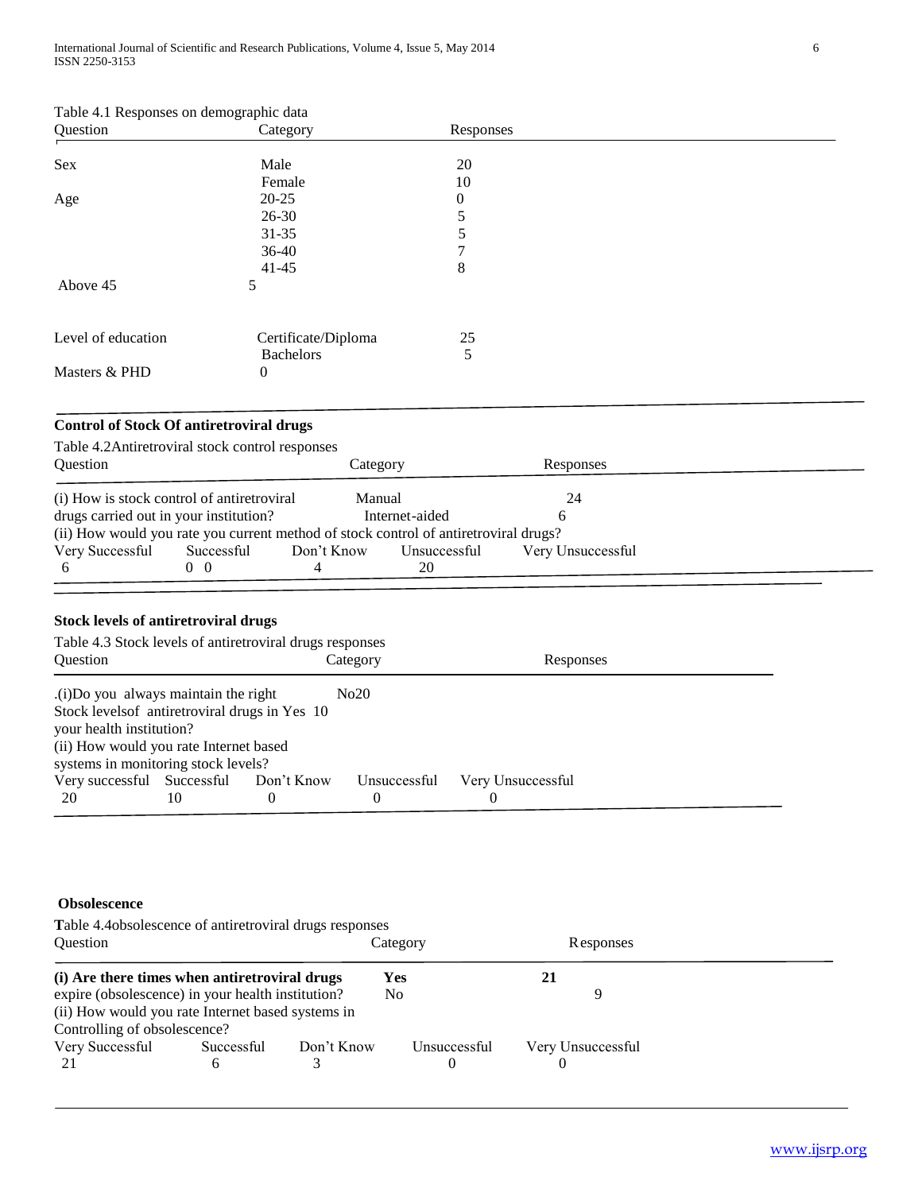Table 4.1 Responses on demographic data

| Question | Category | Responses |
|---|---|---|
| Sex | Male | 20 |
| | Female | 10 |
| Age | 20-25 | 0 |
| | 26-30 | 5 |
| | 31-35 | 5 |
| | 36-40 | 7 |
| | 41-45 | 8 |
| | Above 45 | 5 |
| Level of education | Certificate/Diploma | 25 |
| | Bachelors | 5 |
| | Masters & PHD | 0 |

**Control of Stock Of antiretroviral drugs**

Table 4.2Antiretroviral stock control responses

| Question | Category | Responses |
|---|---|---|
| (i) How is stock control of antiretroviral drugs carried out in your institution? | Manual | 24 |
| | Internet-aided | 6 |

(ii) How would you rate you current method of stock control of antiretroviral drugs?

| Very Successful | Successful | Don't Know | Unsuccessful | Very Unsuccessful |
|---|---|---|---|---|
| 6 | 0 0 | 4 | 20 | |

**Stock levels of antiretroviral drugs**

Table 4.3 Stock levels of antiretroviral drugs responses

| Question | Category | Responses |
|---|---|---|
| .(i)Do you always maintain the right Stock levelsof antiretroviral drugs in your health institution? | No | 20 |
| | Yes | 10 |

(ii) How would you rate Internet based systems in monitoring stock levels?

| Very successful | Successful | Don't Know | Unsuccessful | Very Unsuccessful |
|---|---|---|---|---|
| 20 | 10 | 0 | 0 | 0 |

**Obsolescence**

Table 4.4obsolescence of antiretroviral drugs responses

| Question | Category | Responses |
|---|---|---|
| **(i) Are there times when antiretroviral drugs expire (obsolescence) in your health institution?** | **Yes** | **21** |
| | No | 9 |

(ii) How would you rate Internet based systems in Controlling of obsolescence?

| Very Successful | Successful | Don't Know | Unsuccessful | Very Unsuccessful |
|---|---|---|---|---|
| 21 | 6 | 3 | 0 | 0 |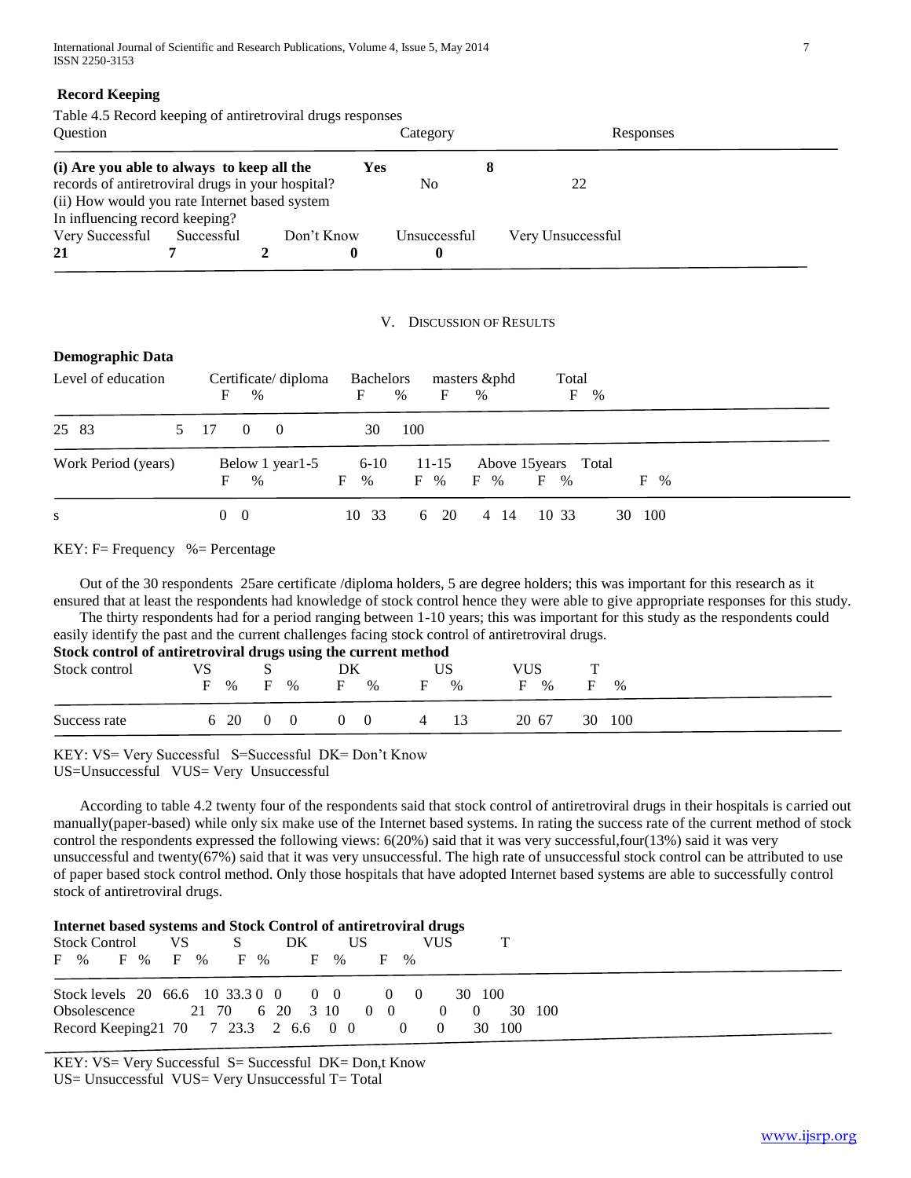**Record Keeping**

Table 4.5 Record keeping of antiretroviral drugs responses

| Question | Category | Responses |
|---|---|---|
| **(i) Are you able to always to keep all the records of antiretroviral drugs in your hospital?** | **Yes** | **8** |
| | No | 22 |

(ii) How would you rate Internet based system In influencing record keeping?

| Very Successful | Successful | Don't Know | Unsuccessful | Very Unsuccessful |
|---|---|---|---|---|
| **21** | **7** | **2** | **0** | **0** |

# V. Discussion of Results

**Demographic Data**

| Level of education | Certificate/ diploma F | % | Bachelors F | % | masters &phd F | % | Total F | % |
|---|---|---|---|---|---|---|---|---|
| | 25 | 83 | 5 | 17 | 0 | 0 | 30 | 100 |

| Work Period (years) | Below 1 year F | % | 1-5 F | % | 6-10 F | % | 11-15 F | % | Above 15years F | % | Total F | % |
|---|---|---|---|---|---|---|---|---|---|---|---|---|
| s | 0 | 0 | 10 | 33 | 6 | 20 | 4 | 14 | 10 | 33 | 30 | 100 |

KEY: F= Frequency %= Percentage

Out of the 30 respondents 25are certificate /diploma holders, 5 are degree holders; this was important for this research as it ensured that at least the respondents had knowledge of stock control hence they were able to give appropriate responses for this study.

The thirty respondents had for a period ranging between 1-10 years; this was important for this study as the respondents could easily identify the past and the current challenges facing stock control of antiretroviral drugs.

**Stock control of antiretroviral drugs using the current method**

| Stock control | VS F | % | S F | % | DK F | % | US F | % | VUS F | % | T F | % |
|---|---|---|---|---|---|---|---|---|---|---|---|---|
| Success rate | 6 | 20 | 0 | 0 | 0 | 0 | 4 | 13 | 20 | 67 | 30 | 100 |

KEY: VS= Very Successful S=Successful DK= Don't Know
US=Unsuccessful VUS= Very Unsuccessful

According to table 4.2 twenty four of the respondents said that stock control of antiretroviral drugs in their hospitals is carried out manually(paper-based) while only six make use of the Internet based systems. In rating the success rate of the current method of stock control the respondents expressed the following views: 6(20%) said that it was very successful,four(13%) said it was very unsuccessful and twenty(67%) said that it was very unsuccessful. The high rate of unsuccessful stock control can be attributed to use of paper based stock control method. Only those hospitals that have adopted Internet based systems are able to successfully control stock of antiretroviral drugs.

**Internet based systems and Stock Control of antiretroviral drugs**

| Stock Control | VS F | % | S F | % | DK F | % | US F | % | VUS F | % | T F | % |
|---|---|---|---|---|---|---|---|---|---|---|---|---|
| Stock levels | 20 | 66.6 | 10 | 33.3 | 0 | 0 | 0 | 0 | 0 | 0 | 30 | 100 |
| Obsolescence | 21 | 70 | 6 | 20 | 3 | 10 | 0 | 0 | 0 | 0 | 30 | 100 |
| Record Keeping | 21 | 70 | 7 | 23.3 | 2 | 6.6 | 0 | 0 | 0 | 0 | 30 | 100 |

KEY: VS= Very Successful S= Successful DK= Don,t Know
US= Unsuccessful VUS= Very Unsuccessful T= Total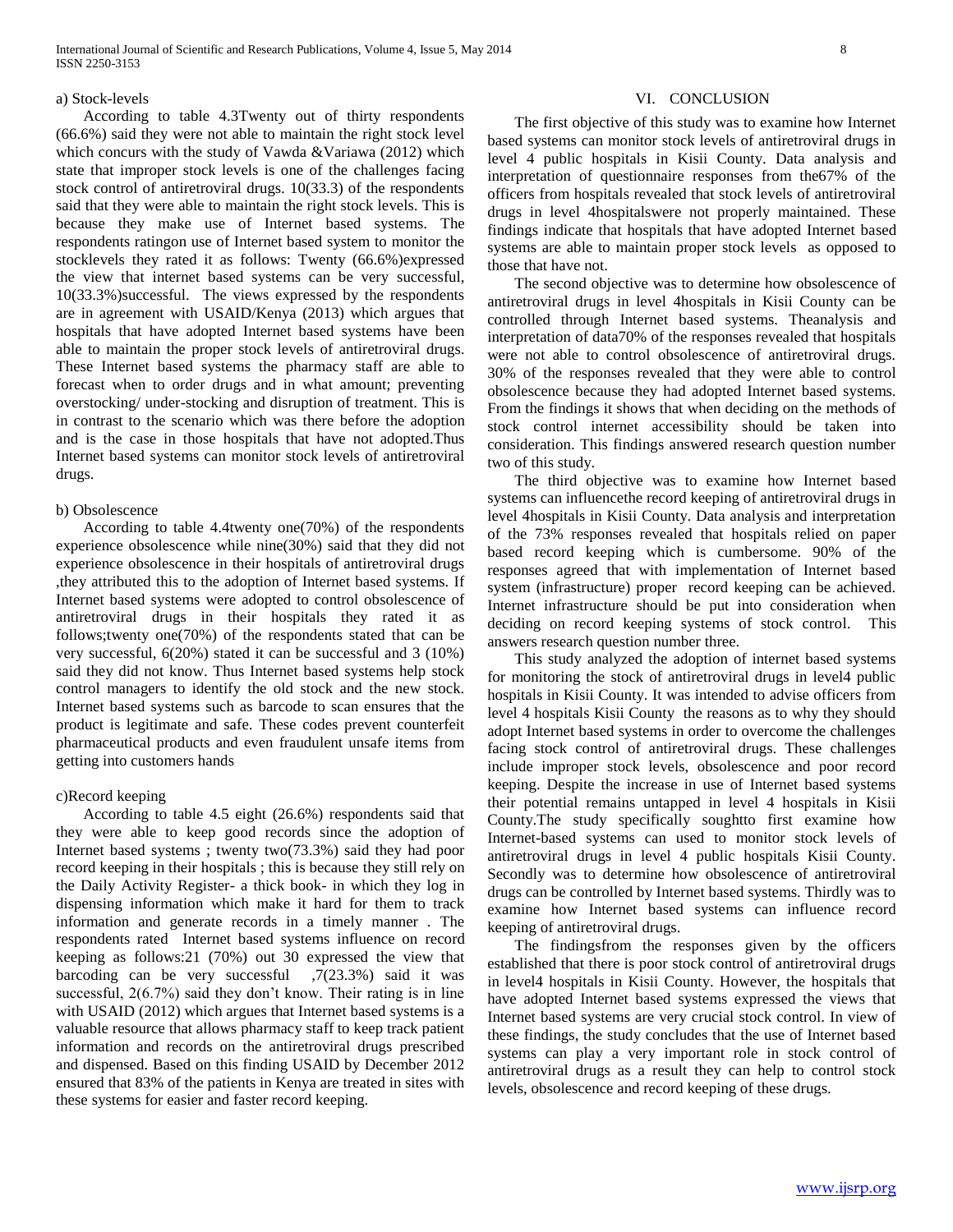a) Stock-levels

According to table 4.3Twenty out of thirty respondents (66.6%) said they were not able to maintain the right stock level which concurs with the study of Vawda &Variawa (2012) which state that improper stock levels is one of the challenges facing stock control of antiretroviral drugs. 10(33.3) of the respondents said that they were able to maintain the right stock levels. This is because they make use of Internet based systems. The respondents ratingon use of Internet based system to monitor the stocklevels they rated it as follows: Twenty (66.6%)expressed the view that internet based systems can be very successful, 10(33.3%)successful. The views expressed by the respondents are in agreement with USAID/Kenya (2013) which argues that hospitals that have adopted Internet based systems have been able to maintain the proper stock levels of antiretroviral drugs. These Internet based systems the pharmacy staff are able to forecast when to order drugs and in what amount; preventing overstocking/ under-stocking and disruption of treatment. This is in contrast to the scenario which was there before the adoption and is the case in those hospitals that have not adopted.Thus Internet based systems can monitor stock levels of antiretroviral drugs.

b) Obsolescence

According to table 4.4twenty one(70%) of the respondents experience obsolescence while nine(30%) said that they did not experience obsolescence in their hospitals of antiretroviral drugs ,they attributed this to the adoption of Internet based systems. If Internet based systems were adopted to control obsolescence of antiretroviral drugs in their hospitals they rated it as follows;twenty one(70%) of the respondents stated that can be very successful, 6(20%) stated it can be successful and 3 (10%) said they did not know. Thus Internet based systems help stock control managers to identify the old stock and the new stock. Internet based systems such as barcode to scan ensures that the product is legitimate and safe. These codes prevent counterfeit pharmaceutical products and even fraudulent unsafe items from getting into customers hands

c)Record keeping

According to table 4.5 eight (26.6%) respondents said that they were able to keep good records since the adoption of Internet based systems ; twenty two(73.3%) said they had poor record keeping in their hospitals ; this is because they still rely on the Daily Activity Register- a thick book- in which they log in dispensing information which make it hard for them to track information and generate records in a timely manner . The respondents rated Internet based systems influence on record keeping as follows:21 (70%) out 30 expressed the view that barcoding can be very successful ,7(23.3%) said it was successful, 2(6.7%) said they don't know. Their rating is in line with USAID (2012) which argues that Internet based systems is a valuable resource that allows pharmacy staff to keep track patient information and records on the antiretroviral drugs prescribed and dispensed. Based on this finding USAID by December 2012 ensured that 83% of the patients in Kenya are treated in sites with these systems for easier and faster record keeping.

## VI. CONCLUSION

The first objective of this study was to examine how Internet based systems can monitor stock levels of antiretroviral drugs in level 4 public hospitals in Kisii County. Data analysis and interpretation of questionnaire responses from the67% of the officers from hospitals revealed that stock levels of antiretroviral drugs in level 4hospitalswere not properly maintained. These findings indicate that hospitals that have adopted Internet based systems are able to maintain proper stock levels as opposed to those that have not.

The second objective was to determine how obsolescence of antiretroviral drugs in level 4hospitals in Kisii County can be controlled through Internet based systems. Theanalysis and interpretation of data70% of the responses revealed that hospitals were not able to control obsolescence of antiretroviral drugs. 30% of the responses revealed that they were able to control obsolescence because they had adopted Internet based systems. From the findings it shows that when deciding on the methods of stock control internet accessibility should be taken into consideration. This findings answered research question number two of this study.

The third objective was to examine how Internet based systems can influencethe record keeping of antiretroviral drugs in level 4hospitals in Kisii County. Data analysis and interpretation of the 73% responses revealed that hospitals relied on paper based record keeping which is cumbersome. 90% of the responses agreed that with implementation of Internet based system (infrastructure) proper record keeping can be achieved. Internet infrastructure should be put into consideration when deciding on record keeping systems of stock control. This answers research question number three.

This study analyzed the adoption of internet based systems for monitoring the stock of antiretroviral drugs in level4 public hospitals in Kisii County. It was intended to advise officers from level 4 hospitals Kisii County the reasons as to why they should adopt Internet based systems in order to overcome the challenges facing stock control of antiretroviral drugs. These challenges include improper stock levels, obsolescence and poor record keeping. Despite the increase in use of Internet based systems their potential remains untapped in level 4 hospitals in Kisii County.The study specifically soughtto first examine how Internet-based systems can used to monitor stock levels of antiretroviral drugs in level 4 public hospitals Kisii County. Secondly was to determine how obsolescence of antiretroviral drugs can be controlled by Internet based systems. Thirdly was to examine how Internet based systems can influence record keeping of antiretroviral drugs.

The findingsfrom the responses given by the officers established that there is poor stock control of antiretroviral drugs in level4 hospitals in Kisii County. However, the hospitals that have adopted Internet based systems expressed the views that Internet based systems are very crucial stock control. In view of these findings, the study concludes that the use of Internet based systems can play a very important role in stock control of antiretroviral drugs as a result they can help to control stock levels, obsolescence and record keeping of these drugs.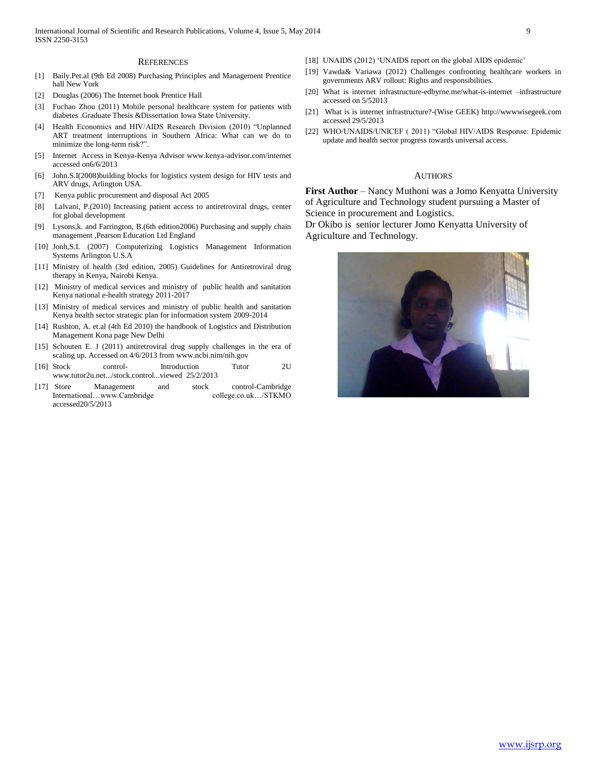## REFERENCES

[1] Baily.Pet.al (9th Ed 2008) Purchasing Principles and Management Prentice hall New York

[2] Douglas (2006) The Internet book Prentice Hall

[3] Fuchao Zhou (2011) Mobile personal healthcare system for patients with diabetes .Graduate Thesis &Dissertation Iowa State University.

[4] Health Economics and HIV/AIDS Research Division (2010) "Unplanned ART treatment interruptions in Southern Africa: What can we do to minimize the long-term risk?".

[5] Internet Access in Kenya-Kenya Advisor www.kenya-advisor.com/internet accessed on6/6/2013

[6] John.S.I(2008)building blocks for logistics system design for HIV tests and ARV drugs, Arlington USA.

[7] Kenya public procurement and disposal Act 2005

[8] Lalvani, P.(2010) Increasing patient access to antiretroviral drugs, center for global development

[9] Lysons,k. and Farrington, B.(6th edition2006) Purchasing and supply chain management ,Pearson Education Ltd England

[10] Jonh,S.I. (2007) Computerizing Logistics Management Information Systems Arlington U.S.A

[11] Ministry of health (3rd edition, 2005) Guidelines for Antiretroviral drug therapy in Kenya, Nairobi Kenya.

[12] Ministry of medical services and ministry of public health and sanitation Kenya national e-health strategy 2011-2017

[13] Ministry of medical services and ministry of public health and sanitation Kenya health sector strategic plan for information system 2009-2014

[14] Rushton, A. et.al (4th Ed 2010) the handbook of Logistics and Distribution Management Kona page New Delhi

[15] Schouten E. J (2011) antiretroviral drug supply challenges in the era of scaling up. Accessed on 4/6/2013 from www.ncbi.nim/nih.gov

[16] Stock control- Introduction Tutor 2U www.tutor2u.net.../stock.control...viewed 25/2/2013

[17] Store Management and stock control-Cambridge International…www.Cambridge college.co.uk…/STKMO accessed20/5/2013

[18] UNAIDS (2012) 'UNAIDS report on the global AIDS epidemic'

[19] Vawda& Variawa (2012) Challenges confronting healthcare workers in governments ARV rollout: Rights and responsibilities.

[20] What is internet infrastructure-edbyrne.me/what-is-internet –infrastructure accessed on 5/52013

[21] What is is internet infrastructure?-(Wise GEEK) http://wwwwisegeek.com accessed 29/5/2013

[22] WHO/UNAIDS/UNICEF ( 2011) "Global HIV/AIDS Response: Epidemic update and health sector progress towards universal access.

## AUTHORS

**First Author** – Nancy Muthoni was a Jomo Kenyatta University of Agriculture and Technology student pursuing a Master of Science in procurement and Logistics.

Dr Okibo is senior lecturer Jomo Kenyatta University of Agriculture and Technology.